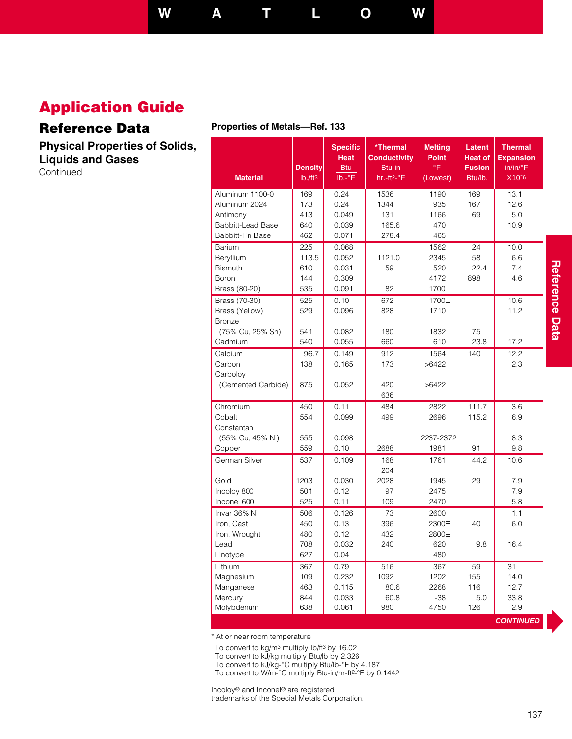# Application Guide

## Reference Data

### Physical Properties of Solids, Liquids and Gases

Continued

**Properties of Metals—Ref. 133**

| Material | Density lb./ft$^3$ | Specific Heat Btu / lb.-°F | *Thermal Conductivity Btu-in / hr.-ft$^2$-°F | Melting Point °F (Lowest) | Latent Heat of Fusion Btu/lb. | Thermal Expansion in/in/°F X10$^{-6}$ |
|---|---|---|---|---|---|---|
| Aluminum 1100-0 | 169 | 0.24 | 1536 | 1190 | 169 | 13.1 |
| Aluminum 2024 | 173 | 0.24 | 1344 | 935 | 167 | 12.6 |
| Antimony | 413 | 0.049 | 131 | 1166 | 69 | 5.0 |
| Babbitt-Lead Base | 640 | 0.039 | 165.6 | 470 | | 10.9 |
| Babbitt-Tin Base | 462 | 0.071 | 278.4 | 465 | | |
| Barium | 225 | 0.068 | | 1562 | 24 | 10.0 |
| Beryllium | 113.5 | 0.052 | 1121.0 | 2345 | 58 | 6.6 |
| Bismuth | 610 | 0.031 | 59 | 520 | 22.4 | 7.4 |
| Boron | 144 | 0.309 | | 4172 | 898 | 4.6 |
| Brass (80-20) | 535 | 0.091 | 82 | 1700± | | |
| Brass (70-30) | 525 | 0.10 | 672 | 1700± | | 10.6 |
| Brass (Yellow) | 529 | 0.096 | 828 | 1710 | | 11.2 |
| Bronze (75% Cu, 25% Sn) | 541 | 0.082 | 180 | 1832 | 75 | |
| Cadmium | 540 | 0.055 | 660 | 610 | 23.8 | 17.2 |
| Calcium | 96.7 | 0.149 | 912 | 1564 | 140 | 12.2 |
| Carbon | 138 | 0.165 | 173 | >6422 | | 2.3 |
| Carboloy (Cemented Carbide) | 875 | 0.052 | 420<br>636 | >6422 | | |
| Chromium | 450 | 0.11 | 484 | 2822 | 111.7 | 3.6 |
| Cobalt | 554 | 0.099 | 499 | 2696 | 115.2 | 6.9 |
| Constantan (55% Cu, 45% Ni) | 555 | 0.098 | | 2237-2372 | | 8.3 |
| Copper | 559 | 0.10 | 2688 | 1981 | 91 | 9.8 |
| German Silver | 537 | 0.109 | 168<br>204 | 1761 | 44.2 | 10.6 |
| Gold | 1203 | 0.030 | 2028 | 1945 | 29 | 7.9 |
| Incoloy 800 | 501 | 0.12 | 97 | 2475 | | 7.9 |
| Inconel 600 | 525 | 0.11 | 109 | 2470 | | 5.8 |
| Invar 36% Ni | 506 | 0.126 | 73 | 2600 | | 1.1 |
| Iron, Cast | 450 | 0.13 | 396 | 2300± | 40 | 6.0 |
| Iron, Wrought | 480 | 0.12 | 432 | 2800± | | |
| Lead | 708 | 0.032 | 240 | 620 | 9.8 | 16.4 |
| Linotype | 627 | 0.04 | | 480 | | |
| Lithium | 367 | 0.79 | 516 | 367 | 59 | 31 |
| Magnesium | 109 | 0.232 | 1092 | 1202 | 155 | 14.0 |
| Manganese | 463 | 0.115 | 80.6 | 2268 | 116 | 12.7 |
| Mercury | 844 | 0.033 | 60.8 | -38 | 5.0 | 33.8 |
| Molybdenum | 638 | 0.061 | 980 | 4750 | 126 | 2.9 |

*CONTINUED*

\* At or near room temperature

To convert to kg/m$^3$ multiply lb/ft$^3$ by 16.02
To convert to kJ/kg multiply Btu/lb by 2.326
To convert to kJ/kg-°C multiply Btu/lb-°F by 4.187
To convert to W/m-°C multiply Btu-in/hr-ft$^2$-°F by 0.1442

Incoloy® and Inconel® are registered trademarks of the Special Metals Corporation.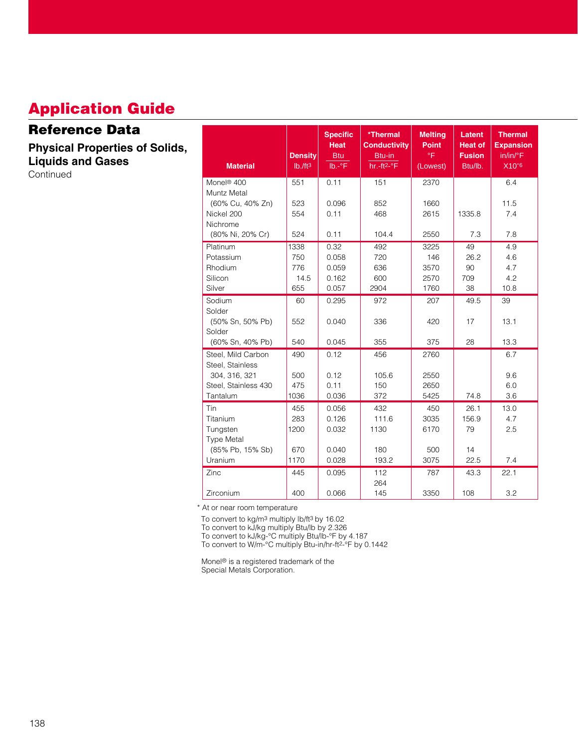# Application Guide

## Reference Data

### Physical Properties of Solids, Liquids and Gases

Continued

| Material | Density lb./ft³ | Specific Heat Btu / lb.-°F | *Thermal Conductivity Btu-in / hr.-ft²-°F | Melting Point °F (Lowest) | Latent Heat of Fusion Btu/lb. | Thermal Expansion in/in/°F X10⁻⁶ |
|---|---|---|---|---|---|---|
| Monel® 400 | 551 | 0.11 | 151 | 2370 | | 6.4 |
| Muntz Metal (60% Cu, 40% Zn) | 523 | 0.096 | 852 | 1660 | | 11.5 |
| Nickel 200 | 554 | 0.11 | 468 | 2615 | 1335.8 | 7.4 |
| Nichrome (80% Ni, 20% Cr) | 524 | 0.11 | 104.4 | 2550 | 7.3 | 7.8 |
| Platinum | 1338 | 0.32 | 492 | 3225 | 49 | 4.9 |
| Potassium | 750 | 0.058 | 720 | 146 | 26.2 | 4.6 |
| Rhodium | 776 | 0.059 | 636 | 3570 | 90 | 4.7 |
| Silicon | 14.5 | 0.162 | 600 | 2570 | 709 | 4.2 |
| Silver | 655 | 0.057 | 2904 | 1760 | 38 | 10.8 |
| Sodium | 60 | 0.295 | 972 | 207 | 49.5 | 39 |
| Solder (50% Sn, 50% Pb) | 552 | 0.040 | 336 | 420 | 17 | 13.1 |
| Solder (60% Sn, 40% Pb) | 540 | 0.045 | 355 | 375 | 28 | 13.3 |
| Steel, Mild Carbon | 490 | 0.12 | 456 | 2760 | | 6.7 |
| Steel, Stainless 304, 316, 321 | 500 | 0.12 | 105.6 | 2550 | | 9.6 |
| Steel, Stainless 430 | 475 | 0.11 | 150 | 2650 | | 6.0 |
| Tantalum | 1036 | 0.036 | 372 | 5425 | 74.8 | 3.6 |
| Tin | 455 | 0.056 | 432 | 450 | 26.1 | 13.0 |
| Titanium | 283 | 0.126 | 111.6 | 3035 | 156.9 | 4.7 |
| Tungsten | 1200 | 0.032 | 1130 | 6170 | 79 | 2.5 |
| Type Metal (85% Pb, 15% Sb) | 670 | 0.040 | 180 | 500 | 14 | |
| Uranium | 1170 | 0.028 | 193.2 | 3075 | 22.5 | 7.4 |
| Zinc | 445 | 0.095 | 112<br>264 | 787 | 43.3 | 22.1 |
| Zirconium | 400 | 0.066 | 145 | 3350 | 108 | 3.2 |

\* At or near room temperature

To convert to kg/m³ multiply lb/ft³ by 16.02
To convert to kJ/kg multiply Btu/lb by 2.326
To convert to kJ/kg-°C multiply Btu/lb-°F by 4.187
To convert to W/m-°C multiply Btu-in/hr-ft²-°F by 0.1442

Monel® is a registered trademark of the Special Metals Corporation.